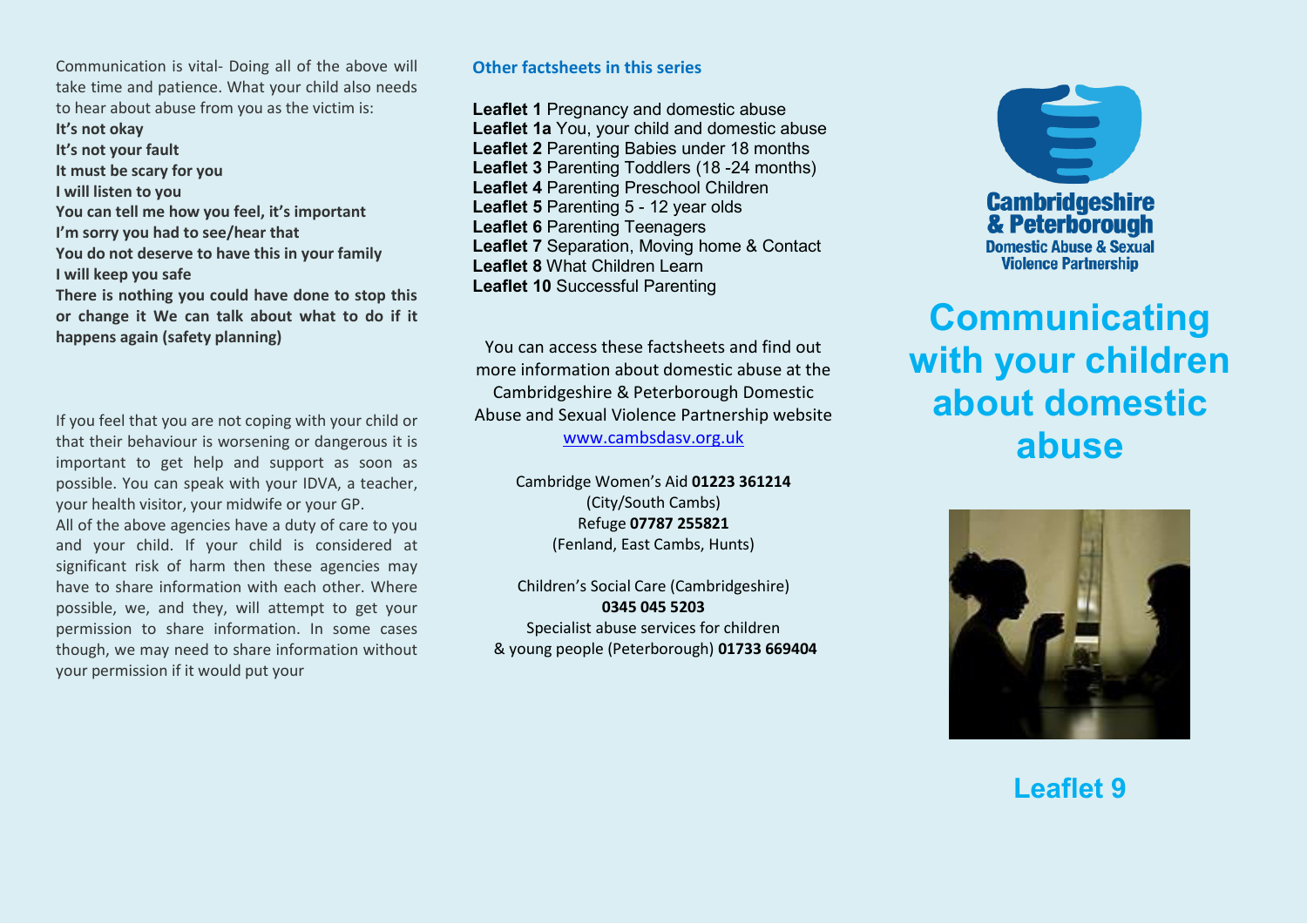Communication is vital- Doing all of the above will take time and patience. What your child also needs to hear about abuse from you as the victim is:

**It's not okay**
**It's not your fault**
**It must be scary for you**
**I will listen to you**
**You can tell me how you feel, it's important**
**I'm sorry you had to see/hear that**
**You do not deserve to have this in your family**
**I will keep you safe**
**There is nothing you could have done to stop this or change it We can talk about what to do if it happens again (safety planning)**

If you feel that you are not coping with your child or that their behaviour is worsening or dangerous it is important to get help and support as soon as possible. You can speak with your IDVA, a teacher, your health visitor, your midwife or your GP.

All of the above agencies have a duty of care to you and your child. If your child is considered at significant risk of harm then these agencies may have to share information with each other. Where possible, we, and they, will attempt to get your permission to share information. In some cases though, we may need to share information without your permission if it would put your

### Other factsheets in this series

**Leaflet 1** Pregnancy and domestic abuse
**Leaflet 1a** You, your child and domestic abuse
**Leaflet 2** Parenting Babies under 18 months
**Leaflet 3** Parenting Toddlers (18 -24 months)
**Leaflet 4** Parenting Preschool Children
**Leaflet 5** Parenting 5 - 12 year olds
**Leaflet 6** Parenting Teenagers
**Leaflet 7** Separation, Moving home & Contact
**Leaflet 8** What Children Learn
**Leaflet 10** Successful Parenting

You can access these factsheets and find out more information about domestic abuse at the Cambridgeshire & Peterborough Domestic Abuse and Sexual Violence Partnership website www.cambsdasv.org.uk

Cambridge Women's Aid **01223 361214** (City/South Cambs)
Refuge **07787 255821** (Fenland, East Cambs, Hunts)

Children's Social Care (Cambridgeshire) **0345 045 5203**
Specialist abuse services for children & young people (Peterborough) **01733 669404**

Cambridgeshire & Peterborough Domestic Abuse & Sexual Violence Partnership

# Communicating with your children about domestic abuse

## Leaflet 9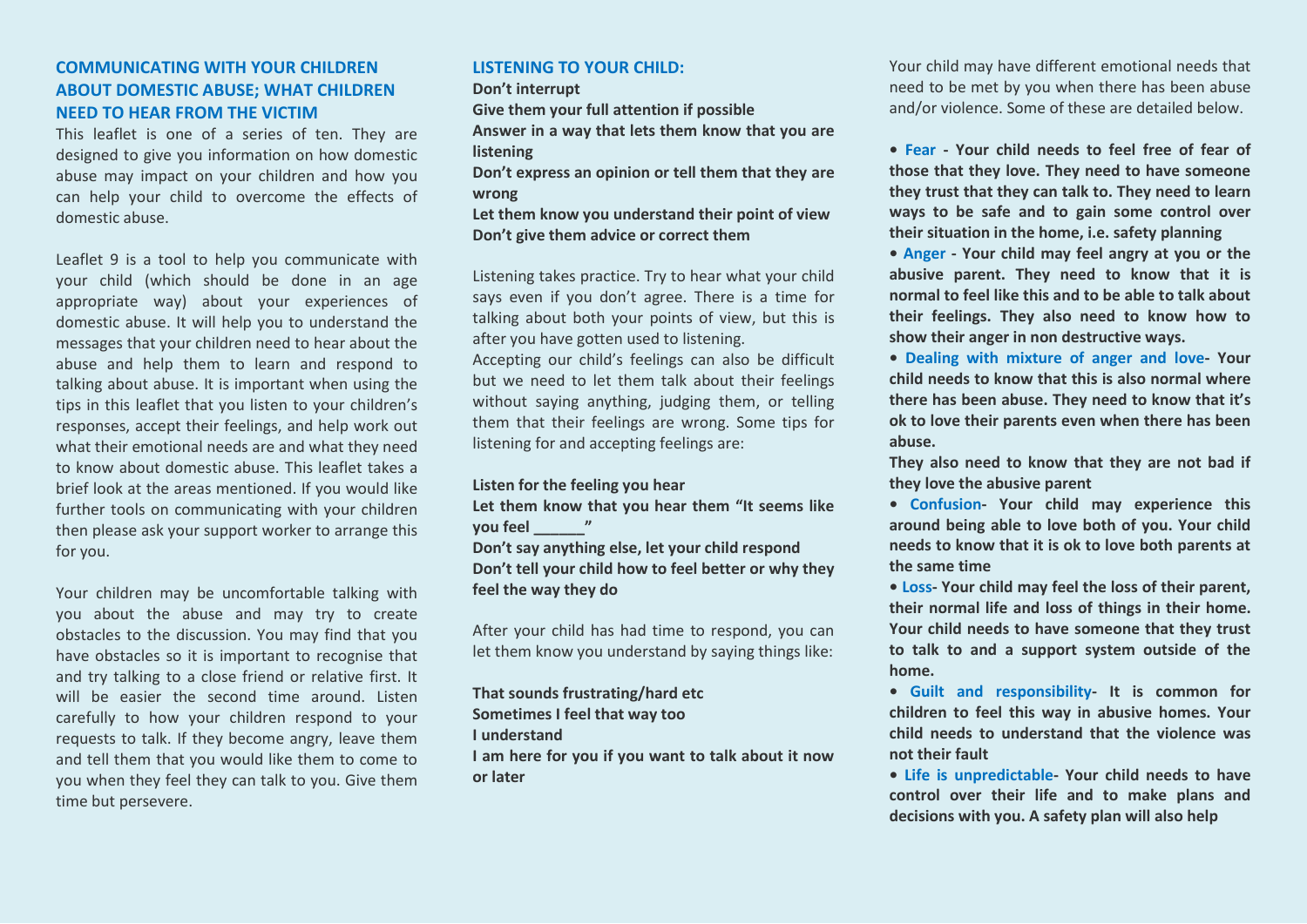## COMMUNICATING WITH YOUR CHILDREN ABOUT DOMESTIC ABUSE; WHAT CHILDREN NEED TO HEAR FROM THE VICTIM

This leaflet is one of a series of ten. They are designed to give you information on how domestic abuse may impact on your children and how you can help your child to overcome the effects of domestic abuse.

Leaflet 9 is a tool to help you communicate with your child (which should be done in an age appropriate way) about your experiences of domestic abuse. It will help you to understand the messages that your children need to hear about the abuse and help them to learn and respond to talking about abuse. It is important when using the tips in this leaflet that you listen to your children's responses, accept their feelings, and help work out what their emotional needs are and what they need to know about domestic abuse. This leaflet takes a brief look at the areas mentioned. If you would like further tools on communicating with your children then please ask your support worker to arrange this for you.

Your children may be uncomfortable talking with you about the abuse and may try to create obstacles to the discussion. You may find that you have obstacles so it is important to recognise that and try talking to a close friend or relative first. It will be easier the second time around. Listen carefully to how your children respond to your requests to talk. If they become angry, leave them and tell them that you would like them to come to you when they feel they can talk to you. Give them time but persevere.

## LISTENING TO YOUR CHILD:

**Don't interrupt**
**Give them your full attention if possible**
**Answer in a way that lets them know that you are listening**
**Don't express an opinion or tell them that they are wrong**
**Let them know you understand their point of view**
**Don't give them advice or correct them**

Listening takes practice. Try to hear what your child says even if you don't agree. There is a time for talking about both your points of view, but this is after you have gotten used to listening.
Accepting our child's feelings can also be difficult but we need to let them talk about their feelings without saying anything, judging them, or telling them that their feelings are wrong. Some tips for listening for and accepting feelings are:

**Listen for the feeling you hear**
**Let them know that you hear them "It seems like you feel ______"**
**Don't say anything else, let your child respond**
**Don't tell your child how to feel better or why they feel the way they do**

After your child has had time to respond, you can let them know you understand by saying things like:

**That sounds frustrating/hard etc**
**Sometimes I feel that way too**
**I understand**
**I am here for you if you want to talk about it now or later**

Your child may have different emotional needs that need to be met by you when there has been abuse and/or violence. Some of these are detailed below.

- **Fear - Your child needs to feel free of fear of those that they love. They need to have someone they trust that they can talk to. They need to learn ways to be safe and to gain some control over their situation in the home, i.e. safety planning**
- **Anger - Your child may feel angry at you or the abusive parent. They need to know that it is normal to feel like this and to be able to talk about their feelings. They also need to know how to show their anger in non destructive ways.**
- **Dealing with mixture of anger and love- Your child needs to know that this is also normal where there has been abuse. They need to know that it's ok to love their parents even when there has been abuse.**
  **They also need to know that they are not bad if they love the abusive parent**
- **Confusion- Your child may experience this around being able to love both of you. Your child needs to know that it is ok to love both parents at the same time**
- **Loss- Your child may feel the loss of their parent, their normal life and loss of things in their home. Your child needs to have someone that they trust to talk to and a support system outside of the home.**
- **Guilt and responsibility- It is common for children to feel this way in abusive homes. Your child needs to understand that the violence was not their fault**
- **Life is unpredictable- Your child needs to have control over their life and to make plans and decisions with you. A safety plan will also help**